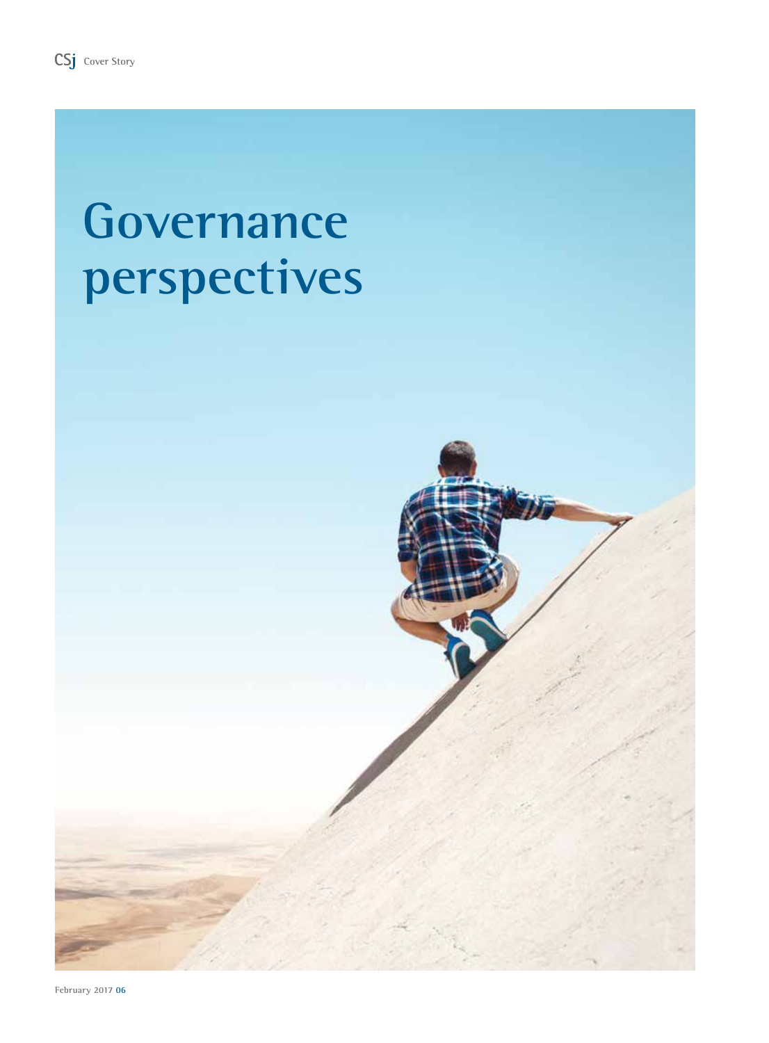# Governance perspectives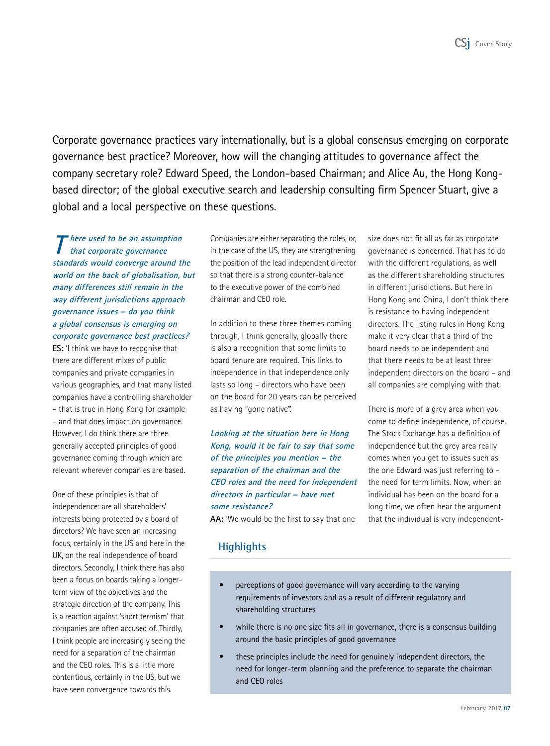Corporate governance practices vary internationally, but is a global consensus emerging on corporate governance best practice? Moreover, how will the changing attitudes to governance affect the company secretary role? Edward Speed, the London-based Chairman; and Alice Au, the Hong Kong-based director; of the global executive search and leadership consulting firm Spencer Stuart, give a global and a local perspective on these questions.

***There used to be an assumption that corporate governance standards would converge around the world on the back of globalisation, but many differences still remain in the way different jurisdictions approach governance issues – do you think a global consensus is emerging on corporate governance best practices?***

**ES:** 'I think we have to recognise that there are different mixes of public companies and private companies in various geographies, and that many listed companies have a controlling shareholder – that is true in Hong Kong for example – and that does impact on governance. However, I do think there are three generally accepted principles of good governance coming through which are relevant wherever companies are based.

One of these principles is that of independence: are all shareholders' interests being protected by a board of directors? We have seen an increasing focus, certainly in the US and here in the UK, on the real independence of board directors. Secondly, I think there has also been a focus on boards taking a longer-term view of the objectives and the strategic direction of the company. This is a reaction against 'short termism' that companies are often accused of. Thirdly, I think people are increasingly seeing the need for a separation of the chairman and the CEO roles. This is a little more contentious, certainly in the US, but we have seen convergence towards this. Companies are either separating the roles, or, in the case of the US, they are strengthening the position of the lead independent director so that there is a strong counter-balance to the executive power of the combined chairman and CEO role.

In addition to these three themes coming through, I think generally, globally there is also a recognition that some limits to board tenure are required. This links to independence in that independence only lasts so long – directors who have been on the board for 20 years can be perceived as having "gone native".'

***Looking at the situation here in Hong Kong, would it be fair to say that some of the principles you mention – the separation of the chairman and the CEO roles and the need for independent directors in particular – have met some resistance?***

**AA:** 'We would be the first to say that one size does not fit all as far as corporate governance is concerned. That has to do with the different regulations, as well as the different shareholding structures in different jurisdictions. But here in Hong Kong and China, I don't think there is resistance to having independent directors. The listing rules in Hong Kong make it very clear that a third of the board needs to be independent and that there needs to be at least three independent directors on the board – and all companies are complying with that.

There is more of a grey area when you come to define independence, of course. The Stock Exchange has a definition of independence but the grey area really comes when you get to issues such as the one Edward was just referring to – the need for term limits. Now, when an individual has been on the board for a long time, we often hear the argument that the individual is very independent-

## Highlights

- perceptions of good governance will vary according to the varying requirements of investors and as a result of different regulatory and shareholding structures
- while there is no one size fits all in governance, there is a consensus building around the basic principles of good governance
- these principles include the need for genuinely independent directors, the need for longer-term planning and the preference to separate the chairman and CEO roles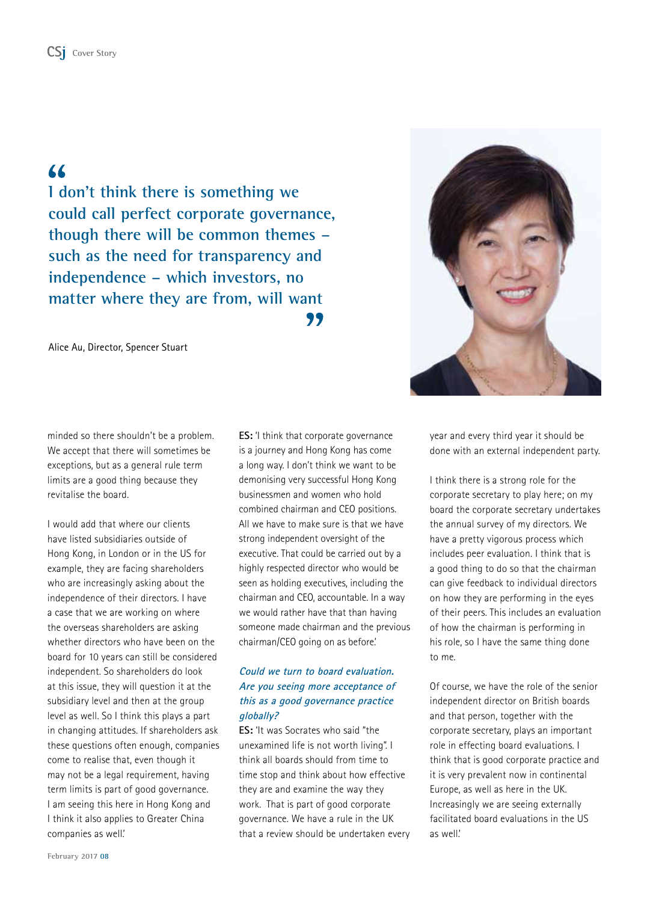> I don't think there is something we could call perfect corporate governance, though there will be common themes – such as the need for transparency and independence – which investors, no matter where they are from, will want

Alice Au, Director, Spencer Stuart

minded so there shouldn't be a problem. We accept that there will sometimes be exceptions, but as a general rule term limits are a good thing because they revitalise the board.

I would add that where our clients have listed subsidiaries outside of Hong Kong, in London or in the US for example, they are facing shareholders who are increasingly asking about the independence of their directors. I have a case that we are working on where the overseas shareholders are asking whether directors who have been on the board for 10 years can still be considered independent. So shareholders do look at this issue, they will question it at the subsidiary level and then at the group level as well. So I think this plays a part in changing attitudes. If shareholders ask these questions often enough, companies come to realise that, even though it may not be a legal requirement, having term limits is part of good governance. I am seeing this here in Hong Kong and I think it also applies to Greater China companies as well.'

**ES:** 'I think that corporate governance is a journey and Hong Kong has come a long way. I don't think we want to be demonising very successful Hong Kong businessmen and women who hold combined chairman and CEO positions. All we have to make sure is that we have strong independent oversight of the executive. That could be carried out by a highly respected director who would be seen as holding executives, including the chairman and CEO, accountable. In a way we would rather have that than having someone made chairman and the previous chairman/CEO going on as before.'

***Could we turn to board evaluation. Are you seeing more acceptance of this as a good governance practice globally?***

**ES:** 'It was Socrates who said "the unexamined life is not worth living". I think all boards should from time to time stop and think about how effective they are and examine the way they work. That is part of good corporate governance. We have a rule in the UK that a review should be undertaken every year and every third year it should be done with an external independent party.

I think there is a strong role for the corporate secretary to play here; on my board the corporate secretary undertakes the annual survey of my directors. We have a pretty vigorous process which includes peer evaluation. I think that is a good thing to do so that the chairman can give feedback to individual directors on how they are performing in the eyes of their peers. This includes an evaluation of how the chairman is performing in his role, so I have the same thing done to me.

Of course, we have the role of the senior independent director on British boards and that person, together with the corporate secretary, plays an important role in effecting board evaluations. I think that is good corporate practice and it is very prevalent now in continental Europe, as well as here in the UK. Increasingly we are seeing externally facilitated board evaluations in the US as well.'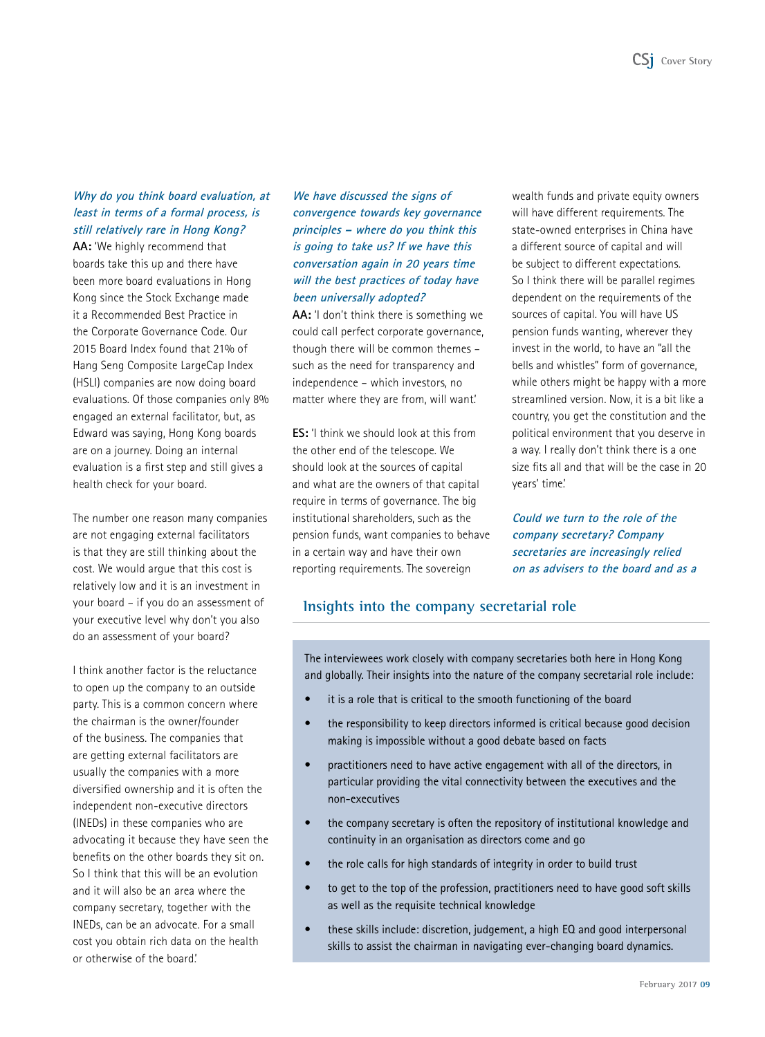***Why do you think board evaluation, at least in terms of a formal process, is still relatively rare in Hong Kong?***

**AA:** 'We highly recommend that boards take this up and there have been more board evaluations in Hong Kong since the Stock Exchange made it a Recommended Best Practice in the Corporate Governance Code. Our 2015 Board Index found that 21% of Hang Seng Composite LargeCap Index (HSLI) companies are now doing board evaluations. Of those companies only 8% engaged an external facilitator, but, as Edward was saying, Hong Kong boards are on a journey. Doing an internal evaluation is a first step and still gives a health check for your board.

The number one reason many companies are not engaging external facilitators is that they are still thinking about the cost. We would argue that this cost is relatively low and it is an investment in your board – if you do an assessment of your executive level why don't you also do an assessment of your board?

I think another factor is the reluctance to open up the company to an outside party. This is a common concern where the chairman is the owner/founder of the business. The companies that are getting external facilitators are usually the companies with a more diversified ownership and it is often the independent non-executive directors (INEDs) in these companies who are advocating it because they have seen the benefits on the other boards they sit on. So I think that this will be an evolution and it will also be an area where the company secretary, together with the INEDs, can be an advocate. For a small cost you obtain rich data on the health or otherwise of the board.'

***We have discussed the signs of convergence towards key governance principles – where do you think this is going to take us? If we have this conversation again in 20 years time will the best practices of today have been universally adopted?***

**AA:** 'I don't think there is something we could call perfect corporate governance, though there will be common themes – such as the need for transparency and independence – which investors, no matter where they are from, will want.'

**ES:** 'I think we should look at this from the other end of the telescope. We should look at the sources of capital and what are the owners of that capital require in terms of governance. The big institutional shareholders, such as the pension funds, want companies to behave in a certain way and have their own reporting requirements. The sovereign wealth funds and private equity owners will have different requirements. The state-owned enterprises in China have a different source of capital and will be subject to different expectations. So I think there will be parallel regimes dependent on the requirements of the sources of capital. You will have US pension funds wanting, wherever they invest in the world, to have an "all the bells and whistles" form of governance, while others might be happy with a more streamlined version. Now, it is a bit like a country, you get the constitution and the political environment that you deserve in a way. I really don't think there is a one size fits all and that will be the case in 20 years' time.'

***Could we turn to the role of the company secretary? Company secretaries are increasingly relied on as advisers to the board and as a***

## Insights into the company secretarial role

The interviewees work closely with company secretaries both here in Hong Kong and globally. Their insights into the nature of the company secretarial role include:

- it is a role that is critical to the smooth functioning of the board
- the responsibility to keep directors informed is critical because good decision making is impossible without a good debate based on facts
- practitioners need to have active engagement with all of the directors, in particular providing the vital connectivity between the executives and the non-executives
- the company secretary is often the repository of institutional knowledge and continuity in an organisation as directors come and go
- the role calls for high standards of integrity in order to build trust
- to get to the top of the profession, practitioners need to have good soft skills as well as the requisite technical knowledge
- these skills include: discretion, judgement, a high EQ and good interpersonal skills to assist the chairman in navigating ever-changing board dynamics.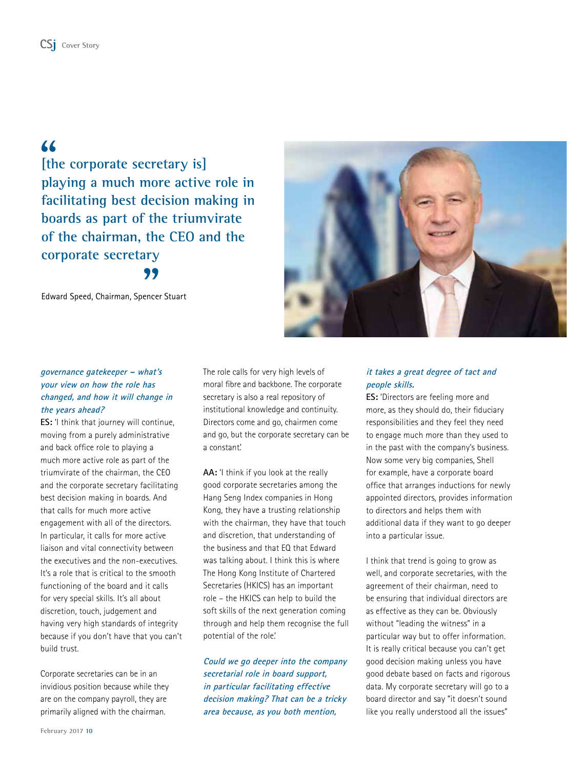> "[the corporate secretary is] playing a much more active role in facilitating best decision making in boards as part of the triumvirate of the chairman, the CEO and the corporate secretary"

Edward Speed, Chairman, Spencer Stuart

***governance gatekeeper – what's your view on how the role has changed, and how it will change in the years ahead?***

**ES:** 'I think that journey will continue, moving from a purely administrative and back office role to playing a much more active role as part of the triumvirate of the chairman, the CEO and the corporate secretary facilitating best decision making in boards. And that calls for much more active engagement with all of the directors. In particular, it calls for more active liaison and vital connectivity between the executives and the non-executives. It's a role that is critical to the smooth functioning of the board and it calls for very special skills. It's all about discretion, touch, judgement and having very high standards of integrity because if you don't have that you can't build trust.

Corporate secretaries can be in an invidious position because while they are on the company payroll, they are primarily aligned with the chairman. The role calls for very high levels of moral fibre and backbone. The corporate secretary is also a real repository of institutional knowledge and continuity. Directors come and go, chairmen come and go, but the corporate secretary can be a constant.'

**AA:** 'I think if you look at the really good corporate secretaries among the Hang Seng Index companies in Hong Kong, they have a trusting relationship with the chairman, they have that touch and discretion, that understanding of the business and that EQ that Edward was talking about. I think this is where The Hong Kong Institute of Chartered Secretaries (HKICS) has an important role – the HKICS can help to build the soft skills of the next generation coming through and help them recognise the full potential of the role.'

***Could we go deeper into the company secretarial role in board support, in particular facilitating effective decision making? That can be a tricky area because, as you both mention, it takes a great degree of tact and people skills.***

**ES:** 'Directors are feeling more and more, as they should do, their fiduciary responsibilities and they feel they need to engage much more than they used to in the past with the company's business. Now some very big companies, Shell for example, have a corporate board office that arranges inductions for newly appointed directors, provides information to directors and helps them with additional data if they want to go deeper into a particular issue.

I think that trend is going to grow as well, and corporate secretaries, with the agreement of their chairman, need to be ensuring that individual directors are as effective as they can be. Obviously without "leading the witness" in a particular way but to offer information. It is really critical because you can't get good decision making unless you have good debate based on facts and rigorous data. My corporate secretary will go to a board director and say "it doesn't sound like you really understood all the issues"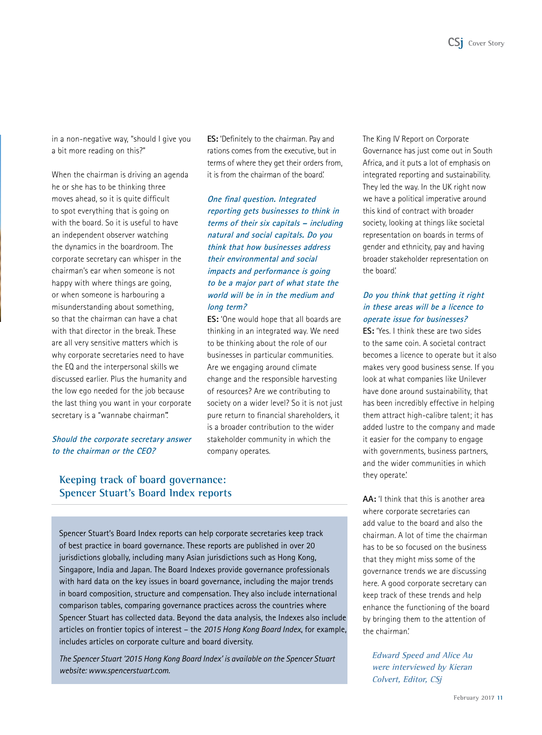in a non-negative way, "should I give you a bit more reading on this?"

When the chairman is driving an agenda he or she has to be thinking three moves ahead, so it is quite difficult to spot everything that is going on with the board. So it is useful to have an independent observer watching the dynamics in the boardroom. The corporate secretary can whisper in the chairman's ear when someone is not happy with where things are going, or when someone is harbouring a misunderstanding about something, so that the chairman can have a chat with that director in the break. These are all very sensitive matters which is why corporate secretaries need to have the EQ and the interpersonal skills we discussed earlier. Plus the humanity and the low ego needed for the job because the last thing you want in your corporate secretary is a "wannabe chairman".'

*Should the corporate secretary answer to the chairman or the CEO?*

**ES:** 'Definitely to the chairman. Pay and rations comes from the executive, but in terms of where they get their orders from, it is from the chairman of the board.'

*One final question. Integrated reporting gets businesses to think in terms of their six capitals – including natural and social capitals. Do you think that how businesses address their environmental and social impacts and performance is going to be a major part of what state the world will be in in the medium and long term?*

**ES:** 'One would hope that all boards are thinking in an integrated way. We need to be thinking about the role of our businesses in particular communities. Are we engaging around climate change and the responsible harvesting of resources? Are we contributing to society on a wider level? So it is not just pure return to financial shareholders, it is a broader contribution to the wider stakeholder community in which the company operates.

The King IV Report on Corporate Governance has just come out in South Africa, and it puts a lot of emphasis on integrated reporting and sustainability. They led the way. In the UK right now we have a political imperative around this kind of contract with broader society, looking at things like societal representation on boards in terms of gender and ethnicity, pay and having broader stakeholder representation on the board.'

*Do you think that getting it right in these areas will be a licence to operate issue for businesses?*

**ES:** 'Yes. I think these are two sides to the same coin. A societal contract becomes a licence to operate but it also makes very good business sense. If you look at what companies like Unilever have done around sustainability, that has been incredibly effective in helping them attract high-calibre talent; it has added lustre to the company and made it easier for the company to engage with governments, business partners, and the wider communities in which they operate.'

**AA:** 'I think that this is another area where corporate secretaries can add value to the board and also the chairman. A lot of time the chairman has to be so focused on the business that they might miss some of the governance trends we are discussing here. A good corporate secretary can keep track of these trends and help enhance the functioning of the board by bringing them to the attention of the chairman.'

*Edward Speed and Alice Au were interviewed by Kieran Colvert, Editor, CSj*

## Keeping track of board governance: Spencer Stuart's Board Index reports

Spencer Stuart's Board Index reports can help corporate secretaries keep track of best practice in board governance. These reports are published in over 20 jurisdictions globally, including many Asian jurisdictions such as Hong Kong, Singapore, India and Japan. The Board Indexes provide governance professionals with hard data on the key issues in board governance, including the major trends in board composition, structure and compensation. They also include international comparison tables, comparing governance practices across the countries where Spencer Stuart has collected data. Beyond the data analysis, the Indexes also include articles on frontier topics of interest – the *2015 Hong Kong Board Index*, for example, includes articles on corporate culture and board diversity.

*The Spencer Stuart '2015 Hong Kong Board Index' is available on the Spencer Stuart website: www.spencerstuart.com.*